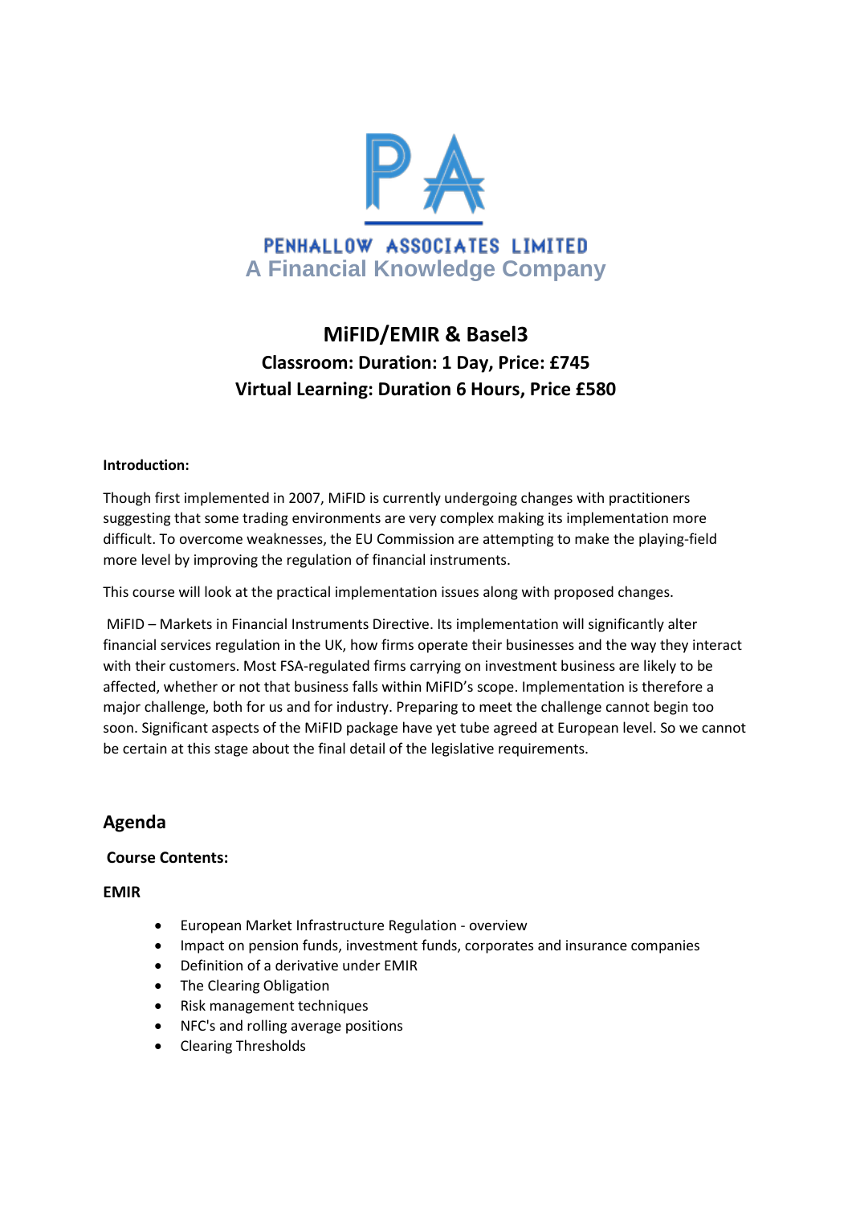PENHALLOW ASSOCIATES LIMITED
A Financial Knowledge Company

# MiFID/EMIR & Basel3

## Classroom: Duration: 1 Day, Price: £745

## Virtual Learning: Duration 6 Hours, Price £580

**Introduction:**

Though first implemented in 2007, MiFID is currently undergoing changes with practitioners suggesting that some trading environments are very complex making its implementation more difficult. To overcome weaknesses, the EU Commission are attempting to make the playing-field more level by improving the regulation of financial instruments.

This course will look at the practical implementation issues along with proposed changes.

MiFID – Markets in Financial Instruments Directive. Its implementation will significantly alter financial services regulation in the UK, how firms operate their businesses and the way they interact with their customers. Most FSA-regulated firms carrying on investment business are likely to be affected, whether or not that business falls within MiFID's scope. Implementation is therefore a major challenge, both for us and for industry. Preparing to meet the challenge cannot begin too soon. Significant aspects of the MiFID package have yet tube agreed at European level. So we cannot be certain at this stage about the final detail of the legislative requirements.

## Agenda

**Course Contents:**

**EMIR**

- European Market Infrastructure Regulation - overview
- Impact on pension funds, investment funds, corporates and insurance companies
- Definition of a derivative under EMIR
- The Clearing Obligation
- Risk management techniques
- NFC's and rolling average positions
- Clearing Thresholds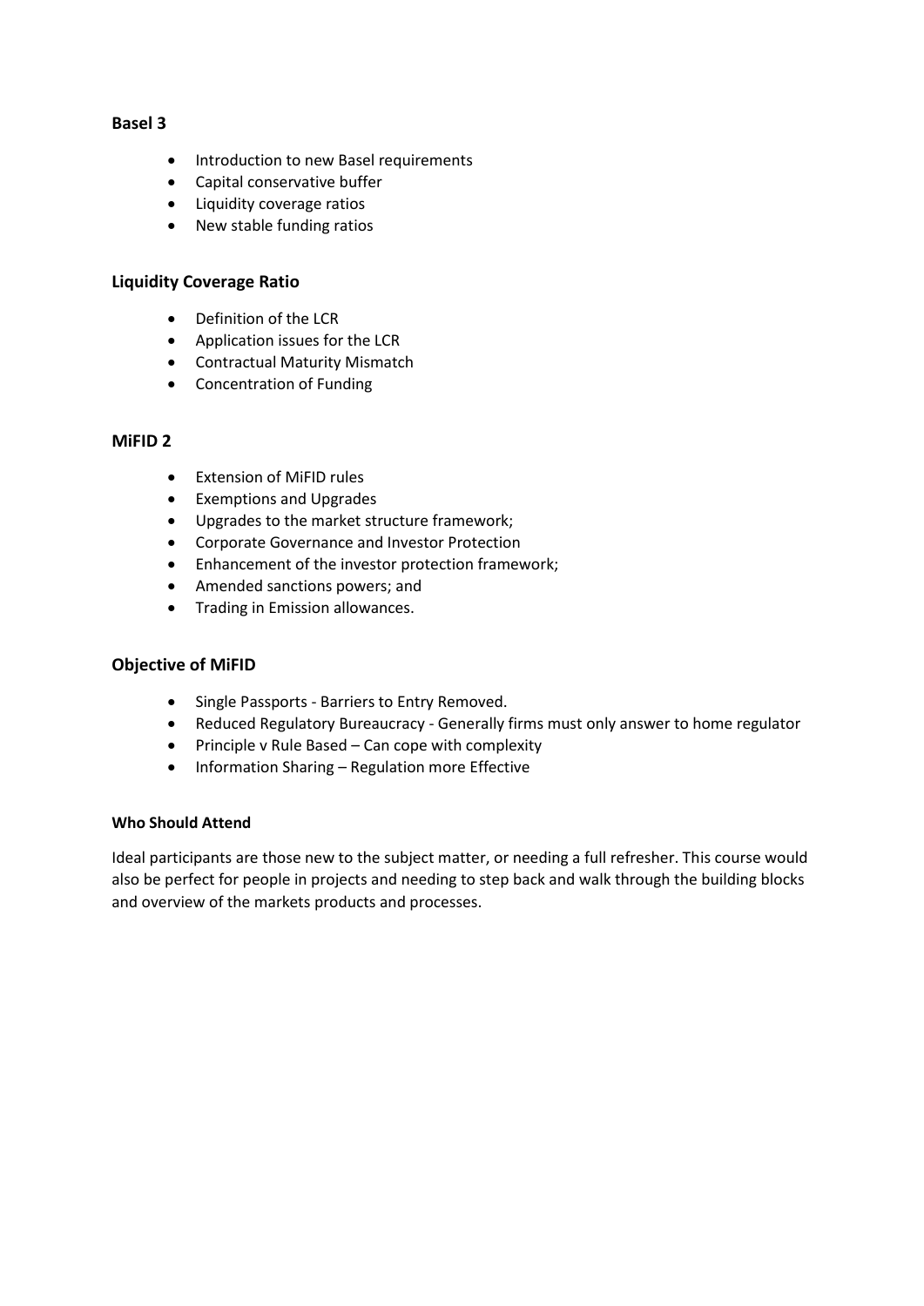## Basel 3

- Introduction to new Basel requirements
- Capital conservative buffer
- Liquidity coverage ratios
- New stable funding ratios

## Liquidity Coverage Ratio

- Definition of the LCR
- Application issues for the LCR
- Contractual Maturity Mismatch
- Concentration of Funding

## MiFID 2

- Extension of MiFID rules
- Exemptions and Upgrades
- Upgrades to the market structure framework;
- Corporate Governance and Investor Protection
- Enhancement of the investor protection framework;
- Amended sanctions powers; and
- Trading in Emission allowances.

## Objective of MiFID

- Single Passports - Barriers to Entry Removed.
- Reduced Regulatory Bureaucracy - Generally firms must only answer to home regulator
- Principle v Rule Based – Can cope with complexity
- Information Sharing – Regulation more Effective

### Who Should Attend

Ideal participants are those new to the subject matter, or needing a full refresher. This course would also be perfect for people in projects and needing to step back and walk through the building blocks and overview of the markets products and processes.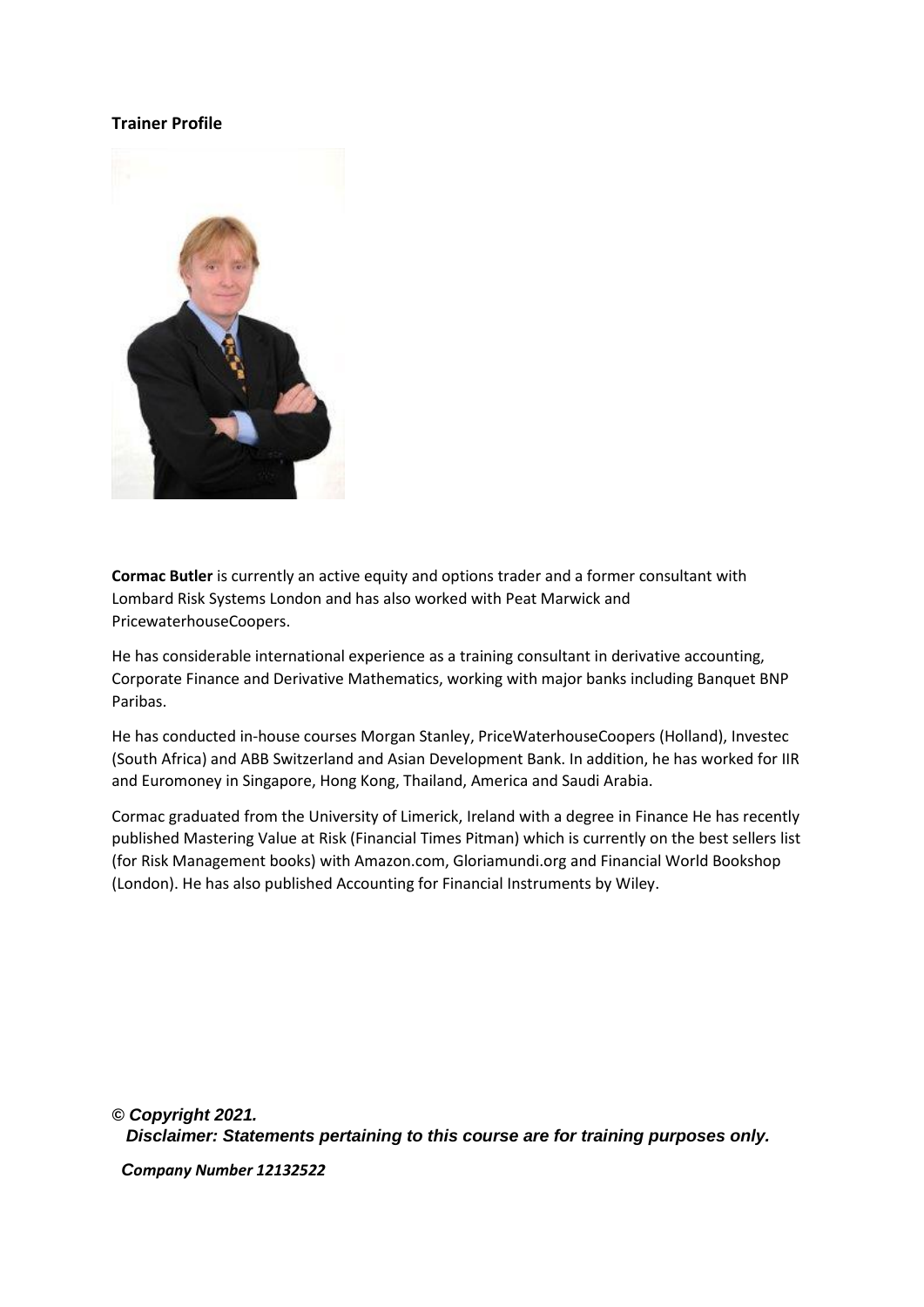**Trainer Profile**

**Cormac Butler** is currently an active equity and options trader and a former consultant with Lombard Risk Systems London and has also worked with Peat Marwick and PricewaterhouseCoopers.

He has considerable international experience as a training consultant in derivative accounting, Corporate Finance and Derivative Mathematics, working with major banks including Banquet BNP Paribas.

He has conducted in-house courses Morgan Stanley, PriceWaterhouseCoopers (Holland), Investec (South Africa) and ABB Switzerland and Asian Development Bank. In addition, he has worked for IIR and Euromoney in Singapore, Hong Kong, Thailand, America and Saudi Arabia.

Cormac graduated from the University of Limerick, Ireland with a degree in Finance He has recently published Mastering Value at Risk (Financial Times Pitman) which is currently on the best sellers list (for Risk Management books) with Amazon.com, Gloriamundi.org and Financial World Bookshop (London). He has also published Accounting for Financial Instruments by Wiley.

***© Copyright 2021.***

***Disclaimer: Statements pertaining to this course are for training purposes only.***

***Company Number 12132522***